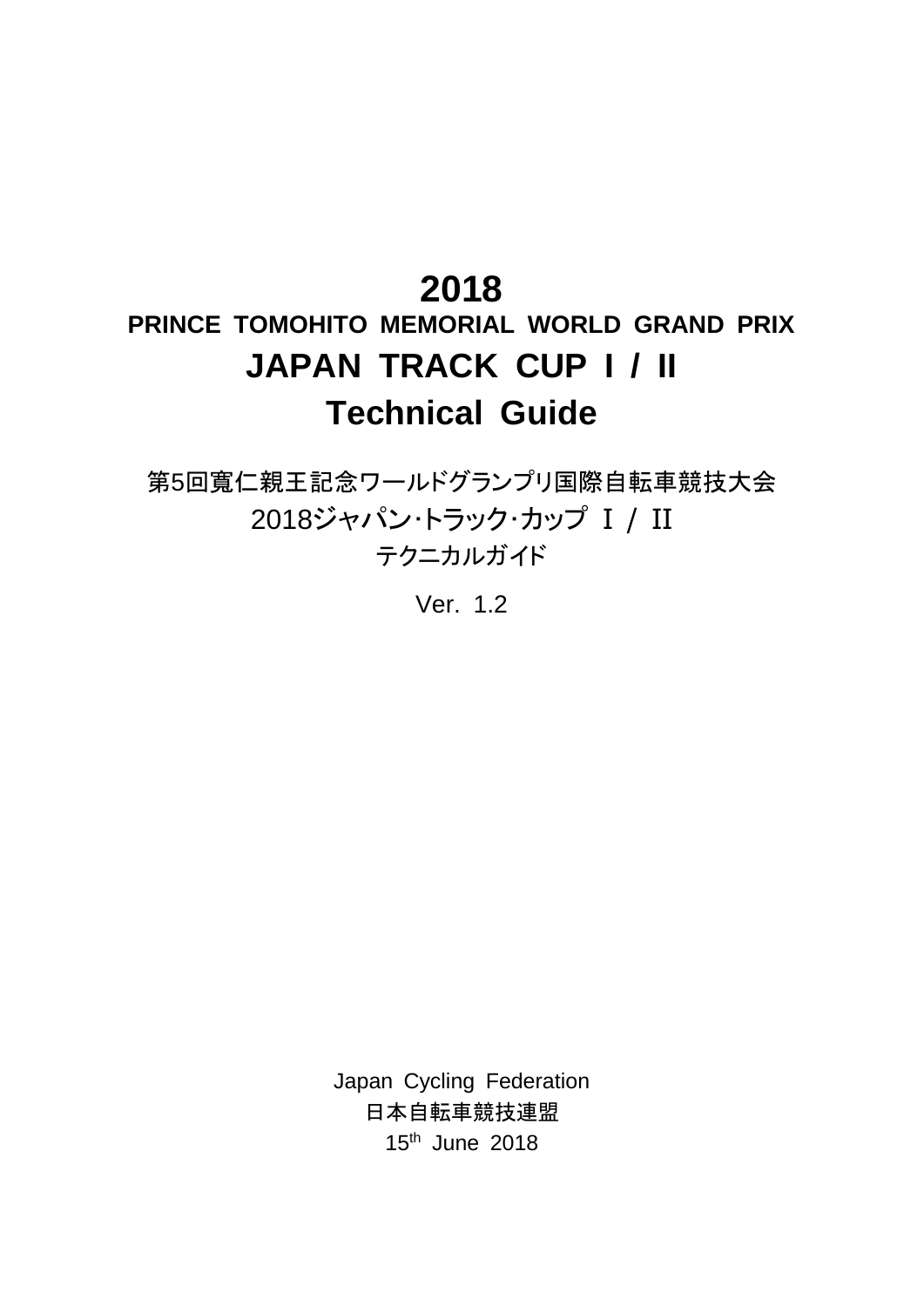# 2018
## PRINCE TOMOHITO MEMORIAL WORLD GRAND PRIX
# JAPAN TRACK CUP Ⅰ / Ⅱ
# Technical Guide

第5回寛仁親王記念ワールドグランプリ国際自転車競技大会

2018ジャパン･トラック･カップ Ⅰ / Ⅱ

テクニカルガイド

Ver. 1.2

Japan Cycling Federation

日本自転車競技連盟

15th June 2018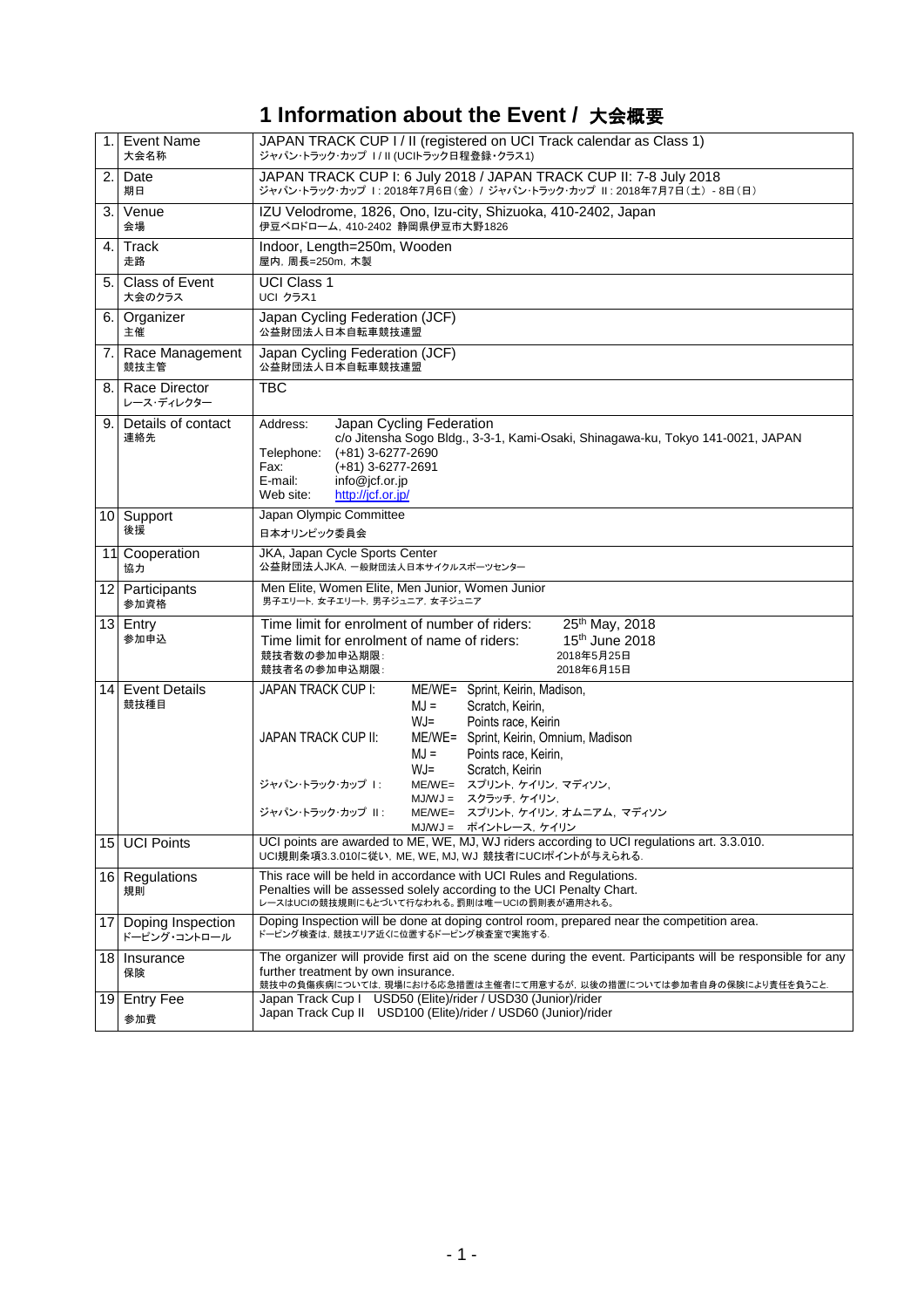# 1 Information about the Event / 大会概要

| No. | Item | Details |
|---|---|---|
| 1. | Event Name<br>大会名称 | JAPAN TRACK CUP I / II (registered on UCI Track calendar as Class 1)<br>ジャパン･トラック･カップ Ｉ/ II (UCIトラック日程登録･クラス1) |
| 2. | Date<br>期日 | JAPAN TRACK CUP I: 6 July 2018 / JAPAN TRACK CUP II: 7-8 July 2018<br>ジャパン･トラック･カップ Ｉ: 2018年7月6日（金） / ジャパン･トラック･カップ II: 2018年7月7日（土） - 8日（日） |
| 3. | Venue<br>会場 | IZU Velodrome, 1826, Ono, Izu-city, Shizuoka, 410-2402, Japan<br>伊豆ベロドローム, 410-2402 静岡県伊豆市大野1826 |
| 4. | Track<br>走路 | Indoor, Length=250m, Wooden<br>屋内, 周長=250m, 木製 |
| 5. | Class of Event<br>大会のクラス | UCI Class 1<br>UCI クラス1 |
| 6. | Organizer<br>主催 | Japan Cycling Federation (JCF)<br>公益財団法人日本自転車競技連盟 |
| 7. | Race Management<br>競技主管 | Japan Cycling Federation (JCF)<br>公益財団法人日本自転車競技連盟 |
| 8. | Race Director<br>レース･ディレクター | TBC |
| 9. | Details of contact<br>連絡先 | Address: Japan Cycling Federation<br>c/o Jitensha Sogo Bldg., 3-3-1, Kami-Osaki, Shinagawa-ku, Tokyo 141-0021, JAPAN<br>Telephone: (+81) 3-6277-2690<br>Fax: (+81) 3-6277-2691<br>E-mail: info@jcf.or.jp<br>Web site: http://jcf.or.jp/ |
| 10 | Support<br>後援 | Japan Olympic Committee<br>日本オリンピック委員会 |
| 11 | Cooperation<br>協力 | JKA, Japan Cycle Sports Center<br>公益財団法人JKA, 一般財団法人日本サイクルスポーツセンター |
| 12 | Participants<br>参加資格 | Men Elite, Women Elite, Men Junior, Women Junior<br>男子エリート, 女子エリート, 男子ジュニア, 女子ジュニア |
| 13 | Entry<br>参加申込 | Time limit for enrolment of number of riders: 25th May, 2018<br>Time limit for enrolment of name of riders: 15th June 2018<br>競技者数の参加申込期限: 2018年5月25日<br>競技者名の参加申込期限: 2018年6月15日 |
| 14 | Event Details<br>競技種目 | JAPAN TRACK CUP I: ME/WE= Sprint, Keirin, Madison,<br>MJ = Scratch, Keirin,<br>WJ= Points race, Keirin<br>JAPAN TRACK CUP II: ME/WE= Sprint, Keirin, Omnium, Madison<br>MJ = Points race, Keirin,<br>WJ= Scratch, Keirin<br>ジャパン･トラック･カップ Ｉ: ME/WE= スプリント, ケイリン, マディソン,<br>MJ/WJ = スクラッチ, ケイリン,<br>ジャパン･トラック･カップ II: ME/WE= スプリント, ケイリン, オムニアム, マディソン<br>MJ/WJ = ポイントレース, ケイリン |
| 15 | UCI Points | UCI points are awarded to ME, WE, MJ, WJ riders according to UCI regulations art. 3.3.010.<br>UCI規則条項3.3.010に従い, ME, WE, MJ, WJ 競技者にUCIポイントが与えられる. |
| 16 | Regulations<br>規則 | This race will be held in accordance with UCI Rules and Regulations.<br>Penalties will be assessed solely according to the UCI Penalty Chart.<br>レースはUCIの競技規則にもとづいて行なわれる。罰則は唯一UCIの罰則表が適用される。 |
| 17 | Doping Inspection<br>ドーピング･コントロール | Doping Inspection will be done at doping control room, prepared near the competition area.<br>ドーピング検査は, 競技エリア近くに位置するドーピング検査室で実施する. |
| 18 | Insurance<br>保険 | The organizer will provide first aid on the scene during the event. Participants will be responsible for any further treatment by own insurance.<br>競技中の負傷疾病については, 現場における応急措置は主催者にて用意するが, 以後の措置については参加者自身の保険により責任を負うこと. |
| 19 | Entry Fee<br>参加費 | Japan Track Cup I USD50 (Elite)/rider / USD30 (Junior)/rider<br>Japan Track Cup II USD100 (Elite)/rider / USD60 (Junior)/rider |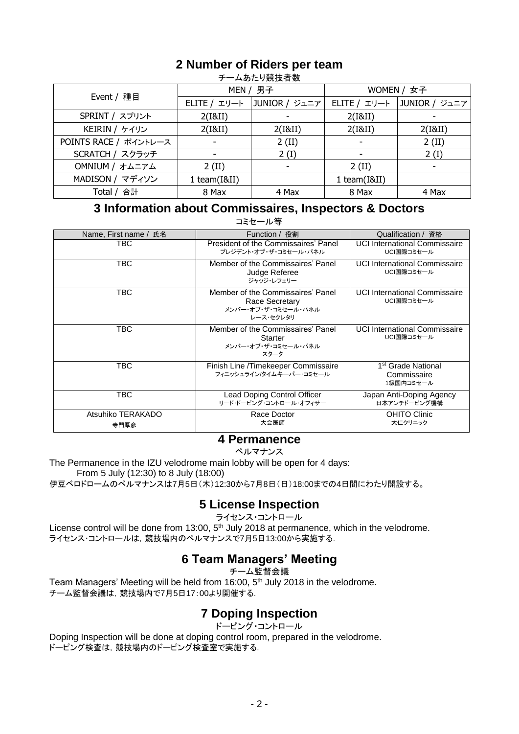## 2 Number of Riders per team

チームあたり競技者数

| Event / 種目 | MEN / 男子 | | WOMEN / 女子 | |
|---|---|---|---|---|
| | ELITE / エリート | JUNIOR / ジュニア | ELITE / エリート | JUNIOR / ジュニア |
| SPRINT / スプリント | 2(I&II) | - | 2(I&II) | - |
| KEIRIN / ケイリン | 2(I&II) | 2(I&II) | 2(I&II) | 2(I&II) |
| POINTS RACE / ポイントレース | - | 2 (II) | - | 2 (II) |
| SCRATCH / スクラッチ | - | 2 (I) | - | 2 (I) |
| OMNIUM / オムニアム | 2 (II) | - | 2 (II) | - |
| MADISON / マディソン | 1 team(I&II) | | 1 team(I&II) | |
| Total / 合計 | 8 Max | 4 Max | 8 Max | 4 Max |

## 3 Information about Commissaires, Inspectors & Doctors

コミセール等

| Name, First name / 氏名 | Function / 役割 | Qualification / 資格 |
|---|---|---|
| TBC | President of the Commissaires' Panel<br>プレジデント・オブ・ザ・コミセール・パネル | UCI International Commissaire<br>UCI国際コミセール |
| TBC | Member of the Commissaires' Panel<br>Judge Referee<br>ジャッジ・レフェリー | UCI International Commissaire<br>UCI国際コミセール |
| TBC | Member of the Commissaires' Panel<br>Race Secretary<br>メンバー・オブ・ザ・コミセール・パネル<br>レース・セクレタリ | UCI International Commissaire<br>UCI国際コミセール |
| TBC | Member of the Commissaires' Panel<br>Starter<br>メンバー・オブ・ザ・コミセール・パネル<br>スタータ | UCI International Commissaire<br>UCI国際コミセール |
| TBC | Finish Line /Timekeeper Commissaire<br>フィニッシュライン/タイムキーパー・コミセール | 1st Grade National Commissaire<br>1級国内コミセール |
| TBC | Lead Doping Control Officer<br>リード・ドーピング・コントロール・オフィサー | Japan Anti-Doping Agency<br>日本アンチドーピング機構 |
| Atsuhiko TERAKADO<br>寺門厚彦 | Race Doctor<br>大会医師 | OHITO Clinic<br>大仁クリニック |

## 4 Permanence

ペルマナンス

The Permanence in the IZU velodrome main lobby will be open for 4 days:

From 5 July (12:30) to 8 July (18:00)

伊豆ベロドロームのペルマナンスは7月5日（木）12:30から7月8日（日）18:00までの4日間にわたり開設する。

## 5 License Inspection

ライセンス・コントロール

License control will be done from 13:00, 5th July 2018 at permanence, which in the velodrome.

ライセンス·コントロールは，競技場内のペルマナンスで7月5日13:00から実施する.

## 6 Team Managers' Meeting

チーム監督会議

Team Managers' Meeting will be held from 16:00, 5th July 2018 in the velodrome.

チーム監督会議は，競技場内で7月5日17：00より開催する.

## 7 Doping Inspection

ドーピング・コントロール

Doping Inspection will be done at doping control room, prepared in the velodrome.

ドーピング検査は，競技場内のドーピング検査室で実施する.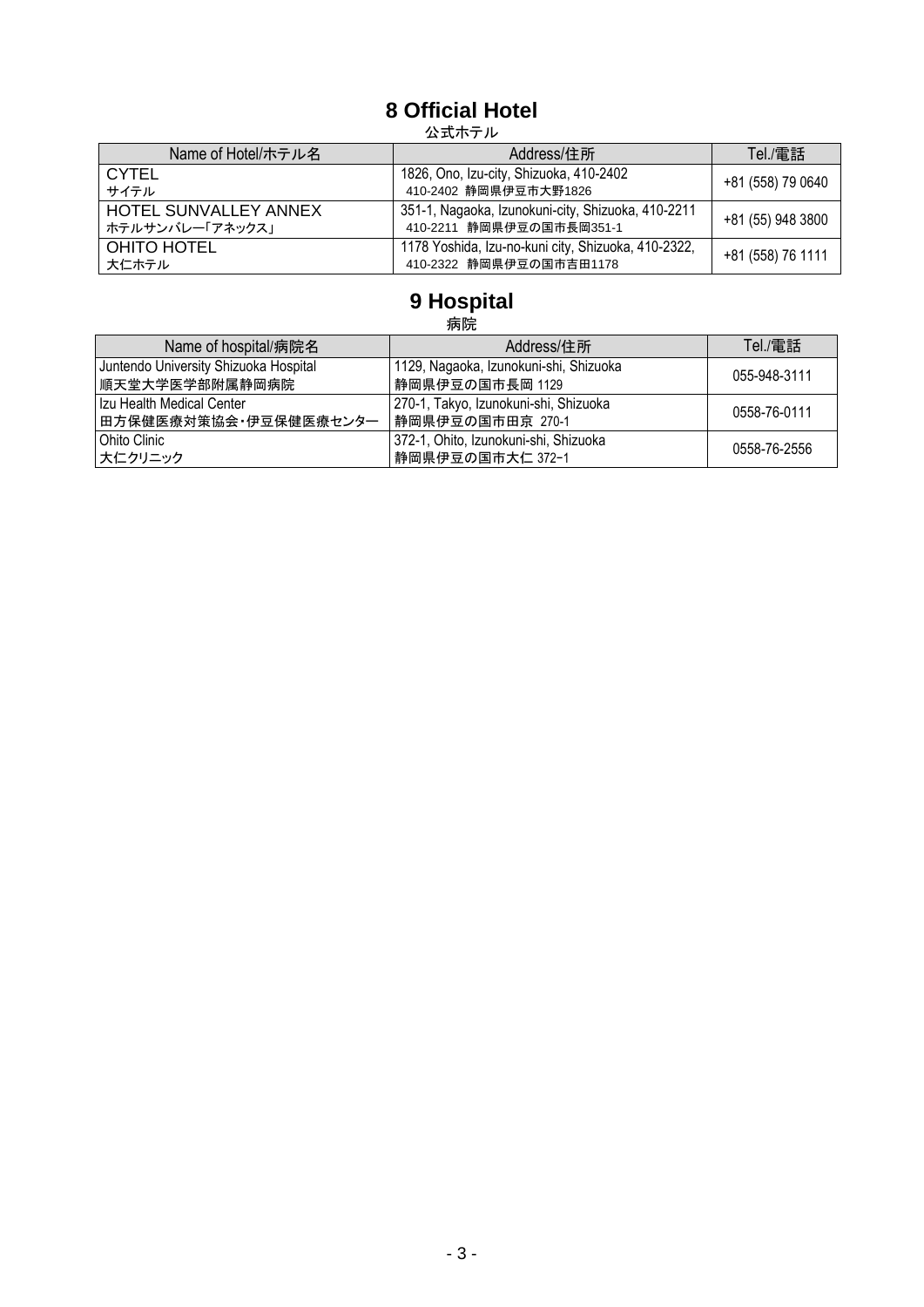## 8 Official Hotel

公式ホテル

| Name of Hotel/ホテル名 | Address/住所 | Tel./電話 |
|---|---|---|
| CYTEL<br>サイテル | 1826, Ono, Izu-city, Shizuoka, 410-2402<br>410-2402 静岡県伊豆市大野1826 | +81 (558) 79 0640 |
| HOTEL SUNVALLEY ANNEX<br>ホテルサンバレー｢アネックス｣ | 351-1, Nagaoka, Izunokuni-city, Shizuoka, 410-2211<br>410-2211 静岡県伊豆の国市長岡351-1 | +81 (55) 948 3800 |
| OHITO HOTEL<br>大仁ホテル | 1178 Yoshida, Izu-no-kuni city, Shizuoka, 410-2322,<br>410-2322 静岡県伊豆の国市吉田1178 | +81 (558) 76 1111 |

## 9 Hospital

病院

| Name of hospital/病院名 | Address/住所 | Tel./電話 |
|---|---|---|
| Juntendo University Shizuoka Hospital<br>順天堂大学医学部附属静岡病院 | 1129, Nagaoka, Izunokuni-shi, Shizuoka<br>静岡県伊豆の国市長岡 1129 | 055-948-3111 |
| Izu Health Medical Center<br>田方保健医療対策協会･伊豆保健医療センター | 270-1, Takyo, Izunokuni-shi, Shizuoka<br>静岡県伊豆の国市田京 270-1 | 0558-76-0111 |
| Ohito Clinic<br>大仁クリニック | 372-1, Ohito, Izunokuni-shi, Shizuoka<br>静岡県伊豆の国市大仁 372−1 | 0558-76-2556 |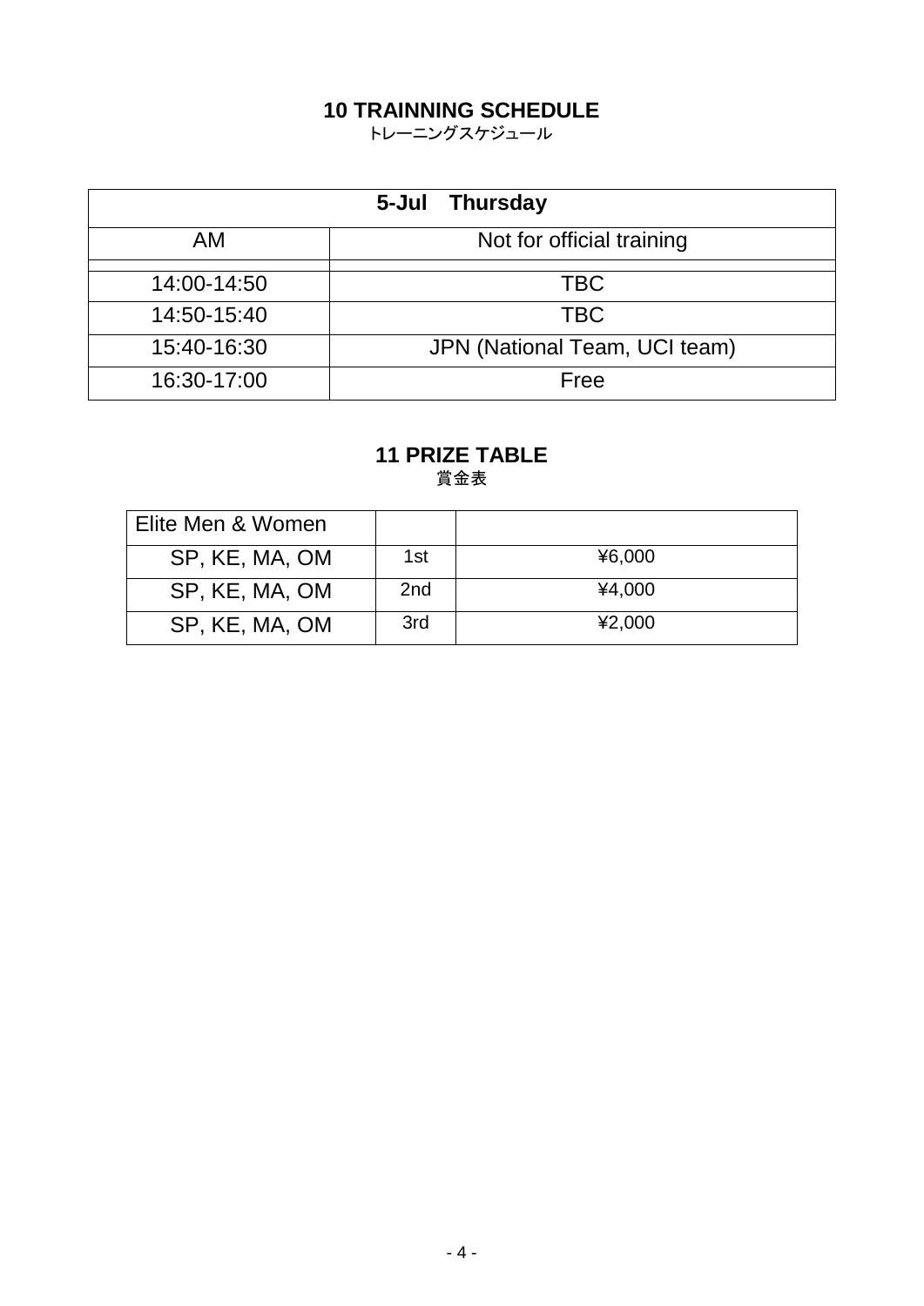## 10 TRAINNING SCHEDULE

トレーニングスケジュール

| 5-Jul Thursday | |
|---|---|
| AM | Not for official training |
| | |
| 14:00-14:50 | TBC |
| 14:50-15:40 | TBC |
| 15:40-16:30 | JPN (National Team, UCI team) |
| 16:30-17:00 | Free |

## 11 PRIZE TABLE

賞金表

| Elite Men & Women | | |
|---|---|---|
| SP, KE, MA, OM | 1st | ¥6,000 |
| SP, KE, MA, OM | 2nd | ¥4,000 |
| SP, KE, MA, OM | 3rd | ¥2,000 |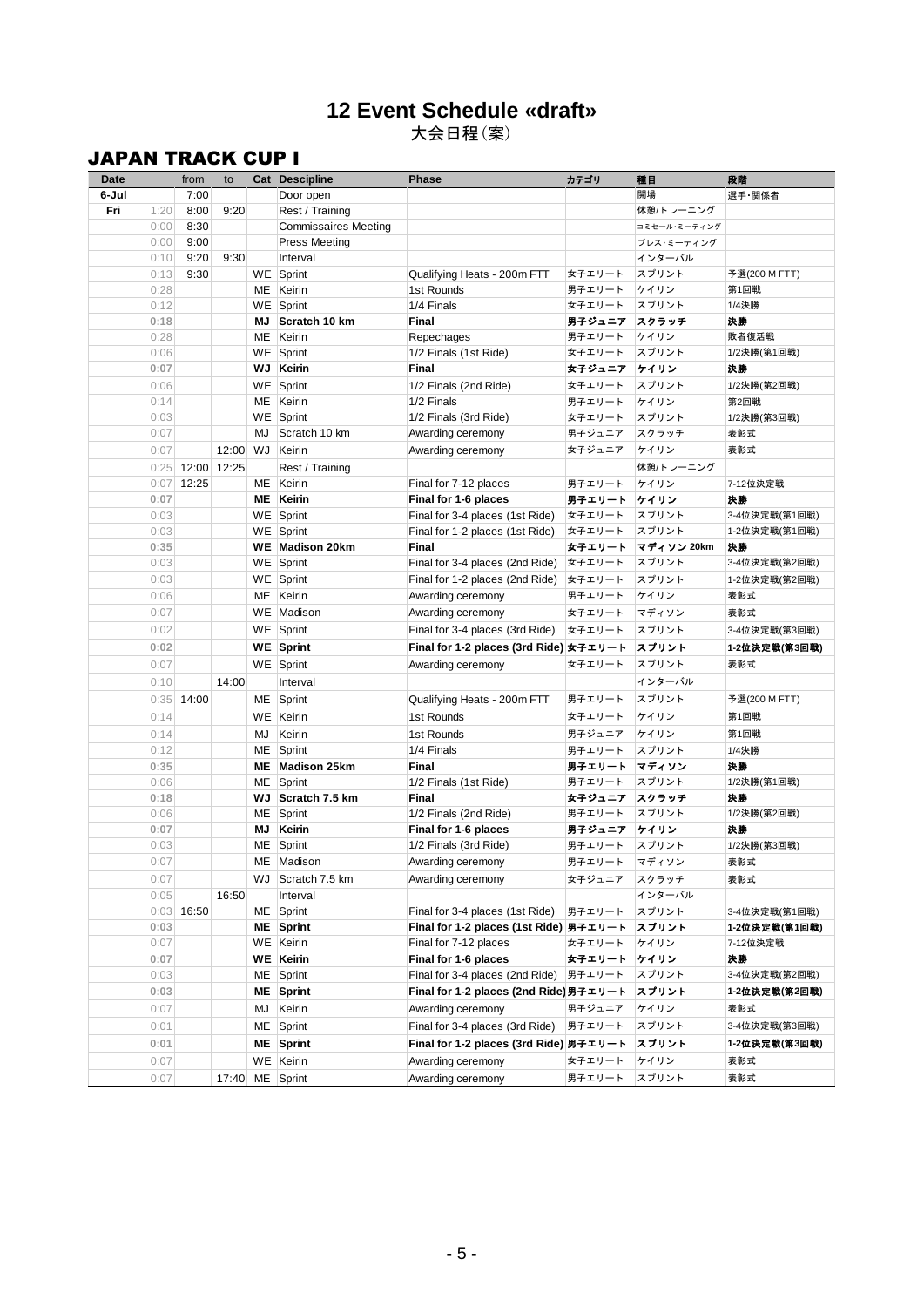# 12 Event Schedule «draft»

大会日程(案)

## JAPAN TRACK CUP I

| Date | | from | to | Cat | Descipline | Phase | カテゴリ | 種目 | 段階 |
|---|---|---|---|---|---|---|---|---|---|
| 6-Jul | | 7:00 | | | Door open | | | 開場 | 選手・関係者 |
| Fri | 1:20 | 8:00 | 9:20 | | Rest / Training | | | 休憩/トレーニング | |
| | 0:00 | 8:30 | | | Commissaires Meeting | | | コミセール・ミーティング | |
| | 0:00 | 9:00 | | | Press Meeting | | | プレス・ミーティング | |
| | 0:10 | 9:20 | 9:30 | | Interval | | | インターバル | |
| | 0:13 | 9:30 | | WE | Sprint | Qualifying Heats - 200m FTT | 女子エリート | スプリント | 予選(200 M FTT) |
| | 0:28 | | | ME | Keirin | 1st Rounds | 男子エリート | ケイリン | 第1回戦 |
| | 0:12 | | | WE | Sprint | 1/4 Finals | 女子エリート | スプリント | 1/4決勝 |
| | **0:18** | | | **MJ** | **Scratch 10 km** | **Final** | **男子ジュニア** | **スクラッチ** | **決勝** |
| | 0:28 | | | ME | Keirin | Repechages | 男子エリート | ケイリン | 敗者復活戦 |
| | 0:06 | | | WE | Sprint | 1/2 Finals (1st Ride) | 女子エリート | スプリント | 1/2決勝(第1回戦) |
| | **0:07** | | | **WJ** | **Keirin** | **Final** | **女子ジュニア** | **ケイリン** | **決勝** |
| | 0:06 | | | WE | Sprint | 1/2 Finals (2nd Ride) | 女子エリート | スプリント | 1/2決勝(第2回戦) |
| | 0:14 | | | ME | Keirin | 1/2 Finals | 男子エリート | ケイリン | 第2回戦 |
| | 0:03 | | | WE | Sprint | 1/2 Finals (3rd Ride) | 女子エリート | スプリント | 1/2決勝(第3回戦) |
| | 0:07 | | | MJ | Scratch 10 km | Awarding ceremony | 男子ジュニア | スクラッチ | 表彰式 |
| | 0:07 | | 12:00 | WJ | Keirin | Awarding ceremony | 女子ジュニア | ケイリン | 表彰式 |
| | 0:25 | 12:00 | 12:25 | | Rest / Training | | | 休憩/トレーニング | |
| | 0:07 | 12:25 | | ME | Keirin | Final for 7-12 places | 男子エリート | ケイリン | 7-12位決定戦 |
| | **0:07** | | | **ME** | **Keirin** | **Final for 1-6 places** | **男子エリート** | **ケイリン** | **決勝** |
| | 0:03 | | | WE | Sprint | Final for 3-4 places (1st Ride) | 女子エリート | スプリント | 3-4位決定戦(第1回戦) |
| | 0:03 | | | WE | Sprint | Final for 1-2 places (1st Ride) | 女子エリート | スプリント | 1-2位決定戦(第1回戦) |
| | **0:35** | | | **WE** | **Madison 20km** | **Final** | **女子エリート** | **マディソン 20km** | **決勝** |
| | 0:03 | | | WE | Sprint | Final for 3-4 places (2nd Ride) | 女子エリート | スプリント | 3-4位決定戦(第2回戦) |
| | 0:03 | | | WE | Sprint | Final for 1-2 places (2nd Ride) | 女子エリート | スプリント | 1-2位決定戦(第2回戦) |
| | 0:06 | | | ME | Keirin | Awarding ceremony | 男子エリート | ケイリン | 表彰式 |
| | 0:07 | | | WE | Madison | Awarding ceremony | 女子エリート | マディソン | 表彰式 |
| | 0:02 | | | WE | Sprint | Final for 3-4 places (3rd Ride) | 女子エリート | スプリント | 3-4位決定戦(第3回戦) |
| | **0:02** | | | **WE** | **Sprint** | **Final for 1-2 places (3rd Ride)** | **女子エリート** | **スプリント** | **1-2位決定戦(第3回戦)** |
| | 0:07 | | | WE | Sprint | Awarding ceremony | 女子エリート | スプリント | 表彰式 |
| | 0:10 | | 14:00 | | Interval | | | インターバル | |
| | 0:35 | 14:00 | | ME | Sprint | Qualifying Heats - 200m FTT | 男子エリート | スプリント | 予選(200 M FTT) |
| | 0:14 | | | WE | Keirin | 1st Rounds | 女子エリート | ケイリン | 第1回戦 |
| | 0:14 | | | MJ | Keirin | 1st Rounds | 男子ジュニア | ケイリン | 第1回戦 |
| | 0:12 | | | ME | Sprint | 1/4 Finals | 男子エリート | スプリント | 1/4決勝 |
| | **0:35** | | | **ME** | **Madison 25km** | **Final** | **男子エリート** | **マディソン** | **決勝** |
| | 0:06 | | | ME | Sprint | 1/2 Finals (1st Ride) | 男子エリート | スプリント | 1/2決勝(第1回戦) |
| | **0:18** | | | **WJ** | **Scratch 7.5 km** | **Final** | **女子ジュニア** | **スクラッチ** | **決勝** |
| | 0:06 | | | ME | Sprint | 1/2 Finals (2nd Ride) | 男子エリート | スプリント | 1/2決勝(第2回戦) |
| | **0:07** | | | **MJ** | **Keirin** | **Final for 1-6 places** | **男子ジュニア** | **ケイリン** | **決勝** |
| | 0:03 | | | ME | Sprint | 1/2 Finals (3rd Ride) | 男子エリート | スプリント | 1/2決勝(第3回戦) |
| | 0:07 | | | ME | Madison | Awarding ceremony | 男子エリート | マディソン | 表彰式 |
| | 0:07 | | | WJ | Scratch 7.5 km | Awarding ceremony | 女子ジュニア | スクラッチ | 表彰式 |
| | 0:05 | | 16:50 | | Interval | | | インターバル | |
| | 0:03 | 16:50 | | ME | Sprint | Final for 3-4 places (1st Ride) | 男子エリート | スプリント | 3-4位決定戦(第1回戦) |
| | **0:03** | | | **ME** | **Sprint** | **Final for 1-2 places (1st Ride)** | **男子エリート** | **スプリント** | **1-2位決定戦(第1回戦)** |
| | 0:07 | | | WE | Keirin | Final for 7-12 places | 女子エリート | ケイリン | 7-12位決定戦 |
| | **0:07** | | | **WE** | **Keirin** | **Final for 1-6 places** | **女子エリート** | **ケイリン** | **決勝** |
| | 0:03 | | | ME | Sprint | Final for 3-4 places (2nd Ride) | 男子エリート | スプリント | 3-4位決定戦(第2回戦) |
| | **0:03** | | | **ME** | **Sprint** | **Final for 1-2 places (2nd Ride)** | **男子エリート** | **スプリント** | **1-2位決定戦(第2回戦)** |
| | 0:07 | | | MJ | Keirin | Awarding ceremony | 男子ジュニア | ケイリン | 表彰式 |
| | 0:01 | | | ME | Sprint | Final for 3-4 places (3rd Ride) | 男子エリート | スプリント | 3-4位決定戦(第3回戦) |
| | **0:01** | | | **ME** | **Sprint** | **Final for 1-2 places (3rd Ride)** | **男子エリート** | **スプリント** | **1-2位決定戦(第3回戦)** |
| | 0:07 | | | WE | Keirin | Awarding ceremony | 女子エリート | ケイリン | 表彰式 |
| | 0:07 | | 17:40 | ME | Sprint | Awarding ceremony | 男子エリート | スプリント | 表彰式 |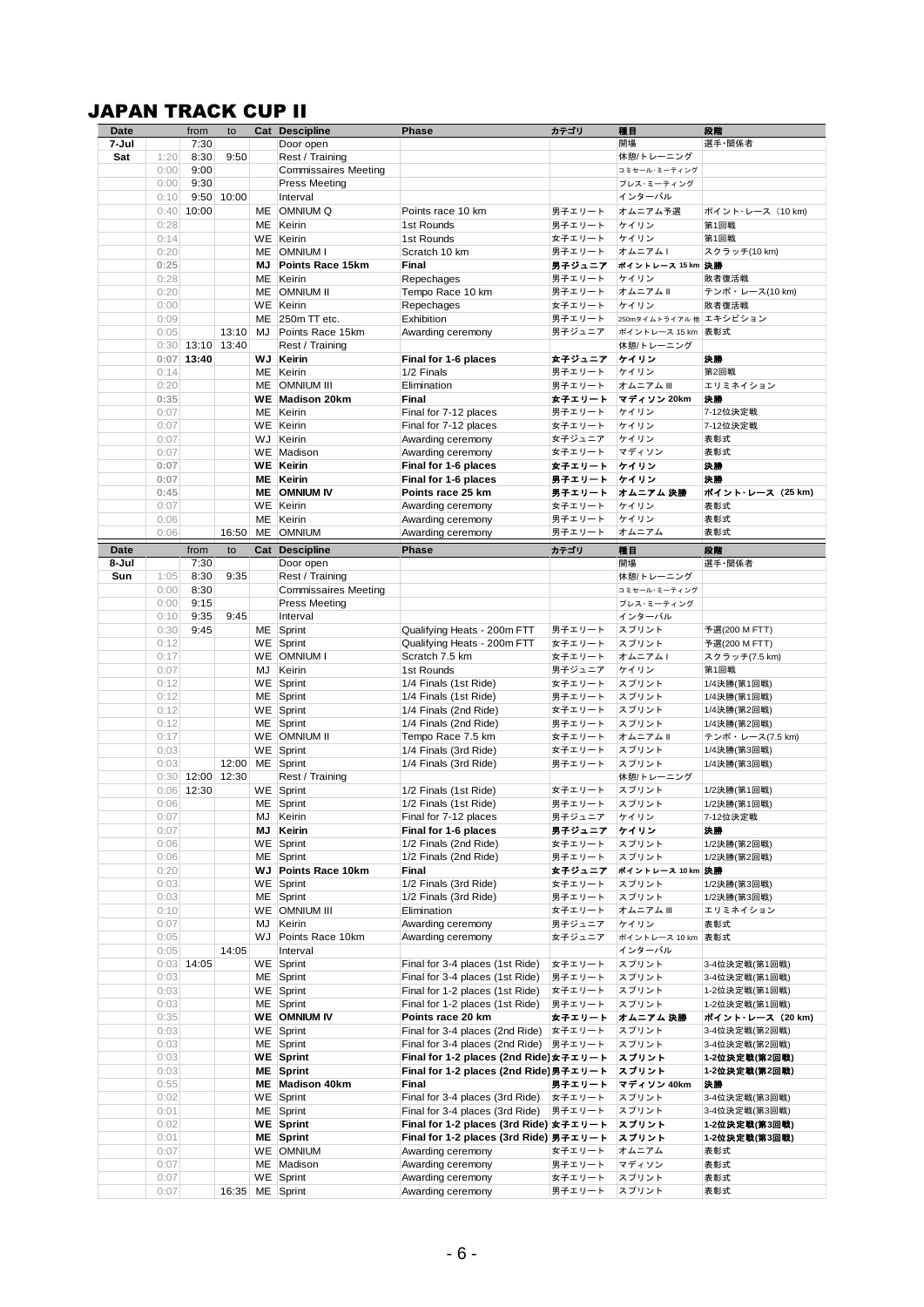# JAPAN TRACK CUP II

| Date | | from | to | Cat | Descipline | Phase | カテゴリ | 種目 | 段階 |
|---|---|---|---|---|---|---|---|---|---|
| 7-Jul | | 7:30 | | | Door open | | | 開場 | 選手･関係者 |
| Sat | 1:20 | 8:30 | 9:50 | | Rest / Training | | | 休憩/トレーニング | |
| | 0:00 | 9:00 | | | Commissaires Meeting | | | コミセール･ミーティング | |
| | 0:00 | 9:30 | | | Press Meeting | | | プレス･ミーティング | |
| | 0:10 | 9:50 | 10:00 | | Interval | | | インターバル | |
| | 0:40 | 10:00 | | ME | OMNIUM Q | Points race 10 km | 男子エリート | オムニアム予選 | ポイント･レース （10 km) |
| | 0:28 | | | ME | Keirin | 1st Rounds | 男子エリート | ケイリン | 第1回戦 |
| | 0:14 | | | WE | Keirin | 1st Rounds | 女子エリート | ケイリン | 第1回戦 |
| | 0:20 | | | ME | OMNIUM I | Scratch 10 km | 男子エリート | オムニアム I | スクラッチ(10 km) |
| | **0:25** | | | **MJ** | **Points Race 15km** | **Final** | **男子ジュニア** | **ポイントレース 15 km** | **決勝** |
| | 0:28 | | | ME | Keirin | Repechages | 男子エリート | ケイリン | 敗者復活戦 |
| | 0:20 | | | ME | OMNIUM II | Tempo Race 10 km | 男子エリート | オムニアム II | テンポ・レース(10 km) |
| | 0:00 | | | WE | Keirin | Repechages | 女子エリート | ケイリン | 敗者復活戦 |
| | 0:09 | | | ME | 250m TT etc. | Exhibition | 男子エリート | 250mタイムトライアル 他 | エキシビション |
| | 0:05 | | 13:10 | MJ | Points Race 15km | Awarding ceremony | 男子ジュニア | ポイントレース 15 km | 表彰式 |
| | 0:30 | 13:10 | 13:40 | | Rest / Training | | | 休憩/トレーニング | |
| | **0:07** | **13:40** | | **WJ** | **Keirin** | **Final for 1-6 places** | **女子ジュニア** | **ケイリン** | **決勝** |
| | 0:14 | | | ME | Keirin | 1/2 Finals | 男子エリート | ケイリン | 第2回戦 |
| | 0:20 | | | ME | OMNIUM III | Elimination | 男子エリート | オムニアム III | エリミネイション |
| | **0:35** | | | **WE** | **Madison 20km** | **Final** | **女子エリート** | **マディソン 20km** | **決勝** |
| | 0:07 | | | ME | Keirin | Final for 7-12 places | 男子エリート | ケイリン | 7-12位決定戦 |
| | 0:07 | | | WE | Keirin | Final for 7-12 places | 女子エリート | ケイリン | 7-12位決定戦 |
| | 0:07 | | | WJ | Keirin | Awarding ceremony | 女子ジュニア | ケイリン | 表彰式 |
| | 0:07 | | | WE | Madison | Awarding ceremony | 女子エリート | マディソン | 表彰式 |
| | **0:07** | | | **WE** | **Keirin** | **Final for 1-6 places** | **女子エリート** | **ケイリン** | **決勝** |
| | **0:07** | | | **ME** | **Keirin** | **Final for 1-6 places** | **男子エリート** | **ケイリン** | **決勝** |
| | **0:45** | | | **ME** | **OMNIUM IV** | **Points race 25 km** | **男子エリート** | **オムニアム 決勝** | **ポイント・レース （25 km)** |
| | 0:07 | | | WE | Keirin | Awarding ceremony | 女子エリート | ケイリン | 表彰式 |
| | 0:06 | | | ME | Keirin | Awarding ceremony | 男子エリート | ケイリン | 表彰式 |
| | 0:06 | | 16:50 | ME | OMNIUM | Awarding ceremony | 男子エリート | オムニアム | 表彰式 |

| Date | | from | to | Cat | Descipline | Phase | カテゴリ | 種目 | 段階 |
|---|---|---|---|---|---|---|---|---|---|
| 8-Jul | | 7:30 | | | Door open | | | 開場 | 選手･関係者 |
| Sun | 1:05 | 8:30 | 9:35 | | Rest / Training | | | 休憩/トレーニング | |
| | 0:00 | 8:30 | | | Commissaires Meeting | | | コミセール･ミーティング | |
| | 0:00 | 9:15 | | | Press Meeting | | | プレス･ミーティング | |
| | 0:10 | 9:35 | 9:45 | | Interval | | | インターバル | |
| | 0:30 | 9:45 | | ME | Sprint | Qualifying Heats - 200m FTT | 男子エリート | スプリント | 予選(200 M FTT) |
| | 0:12 | | | WE | Sprint | Qualifying Heats - 200m FTT | 女子エリート | スプリント | 予選(200 M FTT) |
| | 0:17 | | | WE | OMNIUM I | Scratch 7.5 km | 女子エリート | オムニアム I | スクラッチ(7.5 km) |
| | 0:07 | | | MJ | Keirin | 1st Rounds | 男子ジュニア | ケイリン | 第1回戦 |
| | 0:12 | | | WE | Sprint | 1/4 Finals (1st Ride) | 女子エリート | スプリント | 1/4決勝(第1回戦) |
| | 0:12 | | | ME | Sprint | 1/4 Finals (1st Ride) | 男子エリート | スプリント | 1/4決勝(第1回戦) |
| | 0:12 | | | WE | Sprint | 1/4 Finals (2nd Ride) | 女子エリート | スプリント | 1/4決勝(第2回戦) |
| | 0:12 | | | ME | Sprint | 1/4 Finals (2nd Ride) | 男子エリート | スプリント | 1/4決勝(第2回戦) |
| | 0:17 | | | WE | OMNIUM II | Tempo Race 7.5 km | 女子エリート | オムニアム II | テンポ・レース(7.5 km) |
| | 0:03 | | | WE | Sprint | 1/4 Finals (3rd Ride) | 女子エリート | スプリント | 1/4決勝(第3回戦) |
| | 0:03 | | 12:00 | ME | Sprint | 1/4 Finals (3rd Ride) | 男子エリート | スプリント | 1/4決勝(第3回戦) |
| | 0:30 | 12:00 | 12:30 | | Rest / Training | | | 休憩/トレーニング | |
| | 0:06 | 12:30 | | WE | Sprint | 1/2 Finals (1st Ride) | 女子エリート | スプリント | 1/2決勝(第1回戦) |
| | 0:06 | | | ME | Sprint | 1/2 Finals (1st Ride) | 男子エリート | スプリント | 1/2決勝(第1回戦) |
| | 0:07 | | | MJ | Keirin | Final for 7-12 places | 男子ジュニア | ケイリン | 7-12位決定戦 |
| | 0:07 | | | **MJ** | **Keirin** | **Final for 1-6 places** | **男子ジュニア** | **ケイリン** | **決勝** |
| | 0:06 | | | WE | Sprint | 1/2 Finals (2nd Ride) | 女子エリート | スプリント | 1/2決勝(第2回戦) |
| | 0:06 | | | ME | Sprint | 1/2 Finals (2nd Ride) | 男子エリート | スプリント | 1/2決勝(第2回戦) |
| | 0:20 | | | **WJ** | **Points Race 10km** | **Final** | **女子ジュニア** | **ポイントレース 10 km** | **決勝** |
| | 0:03 | | | WE | Sprint | 1/2 Finals (3rd Ride) | 女子エリート | スプリント | 1/2決勝(第3回戦) |
| | 0:03 | | | ME | Sprint | 1/2 Finals (3rd Ride) | 男子エリート | スプリント | 1/2決勝(第3回戦) |
| | 0:10 | | | WE | OMNIUM III | Elimination | 女子エリート | オムニアム III | エリミネイション |
| | 0:07 | | | MJ | Keirin | Awarding ceremony | 男子ジュニア | ケイリン | 表彰式 |
| | 0:05 | | | WJ | Points Race 10km | Awarding ceremony | 女子ジュニア | ポイントレース 10 km | 表彰式 |
| | 0:05 | | 14:05 | | Interval | | | インターバル | |
| | 0:03 | 14:05 | | WE | Sprint | Final for 3-4 places (1st Ride) | 女子エリート | スプリント | 3-4位決定戦(第1回戦) |
| | 0:03 | | | ME | Sprint | Final for 3-4 places (1st Ride) | 男子エリート | スプリント | 3-4位決定戦(第1回戦) |
| | 0:03 | | | WE | Sprint | Final for 1-2 places (1st Ride) | 女子エリート | スプリント | 1-2位決定戦(第1回戦) |
| | 0:03 | | | ME | Sprint | Final for 1-2 places (1st Ride) | 男子エリート | スプリント | 1-2位決定戦(第1回戦) |
| | 0:35 | | | **WE** | **OMNIUM IV** | **Points race 20 km** | **女子エリート** | **オムニアム 決勝** | **ポイント・レース （20 km)** |
| | 0:03 | | | WE | Sprint | Final for 3-4 places (2nd Ride) | 女子エリート | スプリント | 3-4位決定戦(第2回戦) |
| | 0:03 | | | ME | Sprint | Final for 3-4 places (2nd Ride) | 男子エリート | スプリント | 3-4位決定戦(第2回戦) |
| | 0:03 | | | **WE** | **Sprint** | **Final for 1-2 places (2nd Ride)** | **女子エリート** | **スプリント** | **1-2位決定戦(第2回戦)** |
| | 0:03 | | | **ME** | **Sprint** | **Final for 1-2 places (2nd Ride)** | **男子エリート** | **スプリント** | **1-2位決定戦(第2回戦)** |
| | 0:55 | | | **ME** | **Madison 40km** | **Final** | **男子エリート** | **マディソン 40km** | **決勝** |
| | 0:02 | | | WE | Sprint | Final for 3-4 places (3rd Ride) | 女子エリート | スプリント | 3-4位決定戦(第3回戦) |
| | 0:01 | | | ME | Sprint | Final for 3-4 places (3rd Ride) | 男子エリート | スプリント | 3-4位決定戦(第3回戦) |
| | 0:02 | | | **WE** | **Sprint** | **Final for 1-2 places (3rd Ride)** | **女子エリート** | **スプリント** | **1-2位決定戦(第3回戦)** |
| | 0:01 | | | **ME** | **Sprint** | **Final for 1-2 places (3rd Ride)** | **男子エリート** | **スプリント** | **1-2位決定戦(第3回戦)** |
| | 0:07 | | | WE | OMNIUM | Awarding ceremony | 女子エリート | オムニアム | 表彰式 |
| | 0:07 | | | ME | Madison | Awarding ceremony | 男子エリート | マディソン | 表彰式 |
| | 0:07 | | | WE | Sprint | Awarding ceremony | 女子エリート | スプリント | 表彰式 |
| | 0:07 | | 16:35 | ME | Sprint | Awarding ceremony | 男子エリート | スプリント | 表彰式 |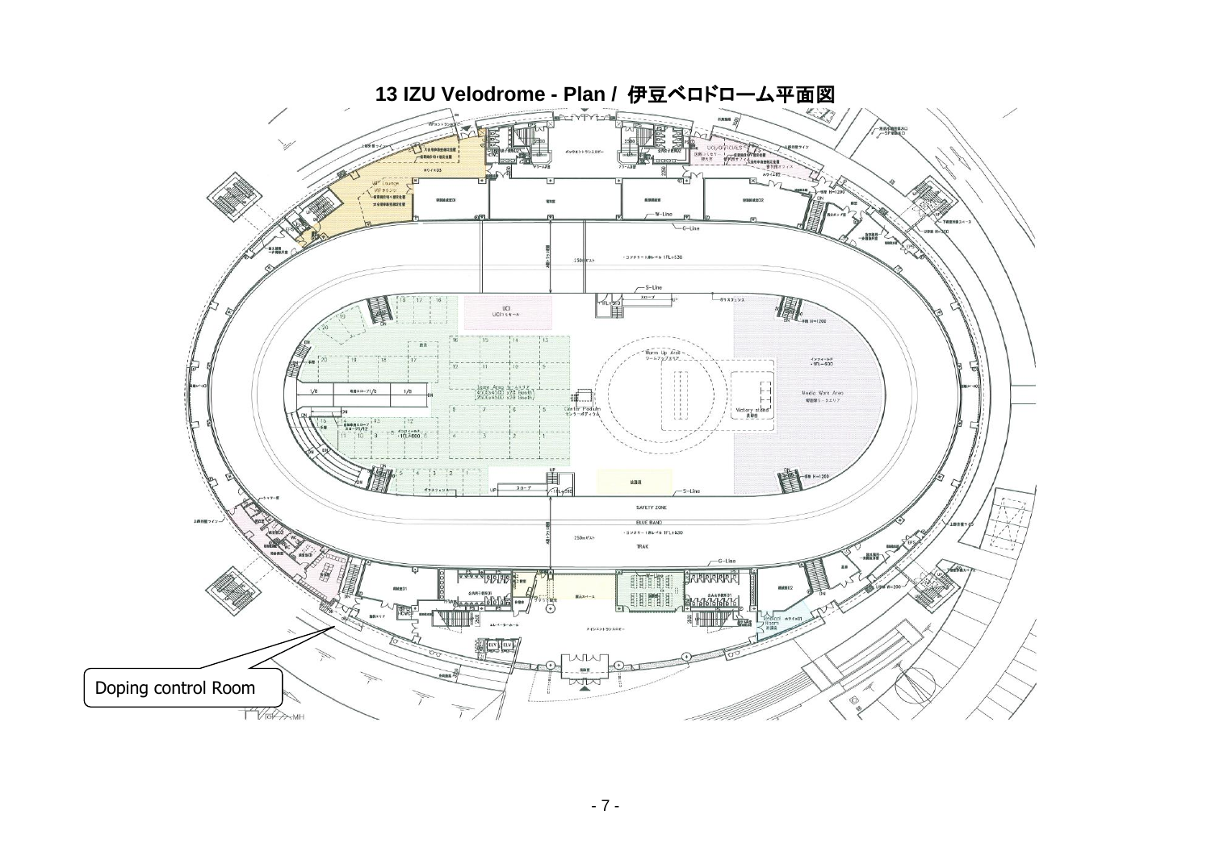## 13 IZU Velodrome - Plan / 伊豆ベロドローム平面図

Doping control Room